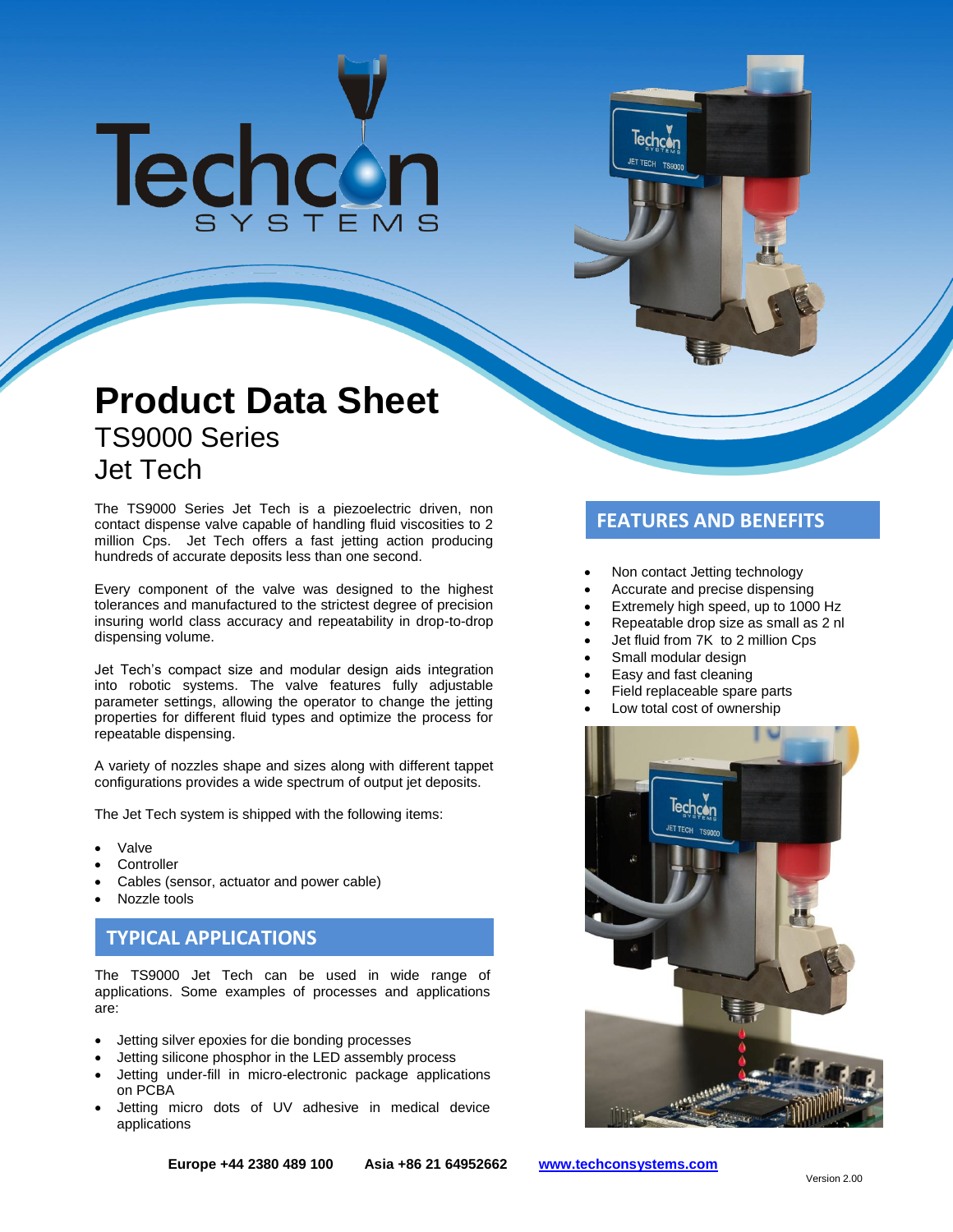# Product Data Sheet

## TS9000 Series
## Jet Tech

The TS9000 Series Jet Tech is a piezoelectric driven, non contact dispense valve capable of handling fluid viscosities to 2 million Cps. Jet Tech offers a fast jetting action producing hundreds of accurate deposits less than one second.

Every component of the valve was designed to the highest tolerances and manufactured to the strictest degree of precision insuring world class accuracy and repeatability in drop-to-drop dispensing volume.

Jet Tech's compact size and modular design aids integration into robotic systems. The valve features fully adjustable parameter settings, allowing the operator to change the jetting properties for different fluid types and optimize the process for repeatable dispensing.

A variety of nozzles shape and sizes along with different tappet configurations provides a wide spectrum of output jet deposits.

The Jet Tech system is shipped with the following items:

- Valve
- Controller
- Cables (sensor, actuator and power cable)
- Nozzle tools

## TYPICAL APPLICATIONS

The TS9000 Jet Tech can be used in wide range of applications. Some examples of processes and applications are:

- Jetting silver epoxies for die bonding processes
- Jetting silicone phosphor in the LED assembly process
- Jetting under-fill in micro-electronic package applications on PCBA
- Jetting micro dots of UV adhesive in medical device applications

## FEATURES AND BENEFITS

- Non contact Jetting technology
- Accurate and precise dispensing
- Extremely high speed, up to 1000 Hz
- Repeatable drop size as small as 2 nl
- Jet fluid from 7K to 2 million Cps
- Small modular design
- Easy and fast cleaning
- Field replaceable spare parts
- Low total cost of ownership

**Europe +44 2380 489 100** **Asia +86 21 64952662** **www.techconsystems.com**

Version 2.00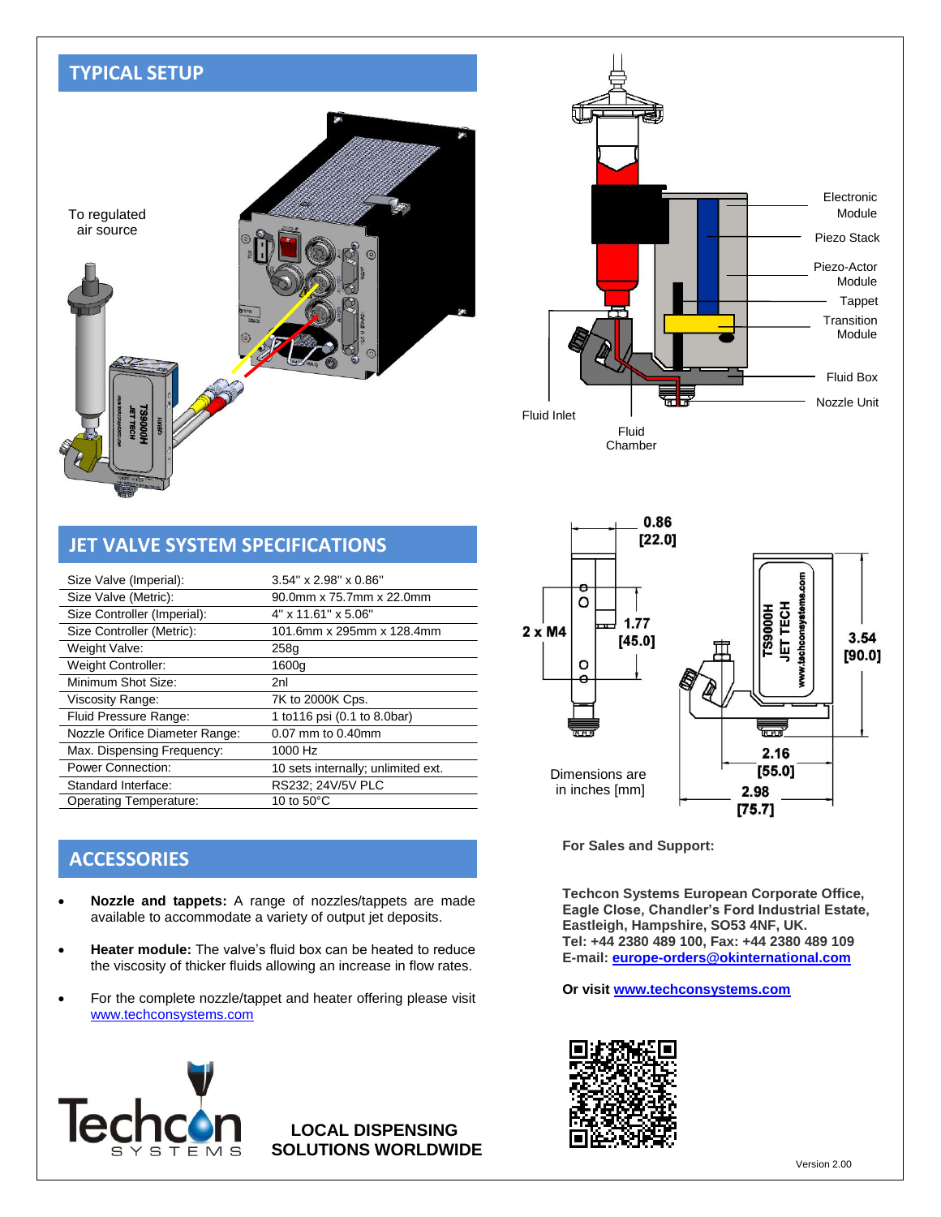## TYPICAL SETUP

To regulated air source

Electronic Module

Piezo Stack

Piezo-Actor Module

Tappet

Transition Module

Fluid Box

Nozzle Unit

Fluid Inlet

Fluid Chamber

## JET VALVE SYSTEM SPECIFICATIONS

| | |
|---|---|
| Size Valve (Imperial): | 3.54" x 2.98" x 0.86" |
| Size Valve (Metric): | 90.0mm x 75.7mm x 22.0mm |
| Size Controller (Imperial): | 4" x 11.61" x 5.06" |
| Size Controller (Metric): | 101.6mm x 295mm x 128.4mm |
| Weight Valve: | 258g |
| Weight Controller: | 1600g |
| Minimum Shot Size: | 2nl |
| Viscosity Range: | 7K to 2000K Cps. |
| Fluid Pressure Range: | 1 to116 psi (0.1 to 8.0bar) |
| Nozzle Orifice Diameter Range: | 0.07 mm to 0.40mm |
| Max. Dispensing Frequency: | 1000 Hz |
| Power Connection: | 10 sets internally; unlimited ext. |
| Standard Interface: | RS232; 24V/5V PLC |
| Operating Temperature: | 10 to 50°C |

0.86 [22.0]

2 x M4

1.77 [45.0]

3.54 [90.0]

2.16 [55.0]

2.98 [75.7]

Dimensions are in inches [mm]

## ACCESSORIES

- **Nozzle and tappets:** A range of nozzles/tappets are made available to accommodate a variety of output jet deposits.
- **Heater module:** The valve's fluid box can be heated to reduce the viscosity of thicker fluids allowing an increase in flow rates.
- For the complete nozzle/tappet and heater offering please visit www.techconsystems.com

**For Sales and Support:**

**Techcon Systems European Corporate Office,**
**Eagle Close, Chandler's Ford Industrial Estate,**
**Eastleigh, Hampshire, SO53 4NF, UK.**
**Tel: +44 2380 489 100, Fax: +44 2380 489 109**
**E-mail: europe-orders@okinternational.com**

**Or visit www.techconsystems.com**

Techcon SYSTEMS

**LOCAL DISPENSING SOLUTIONS WORLDWIDE**

Version 2.00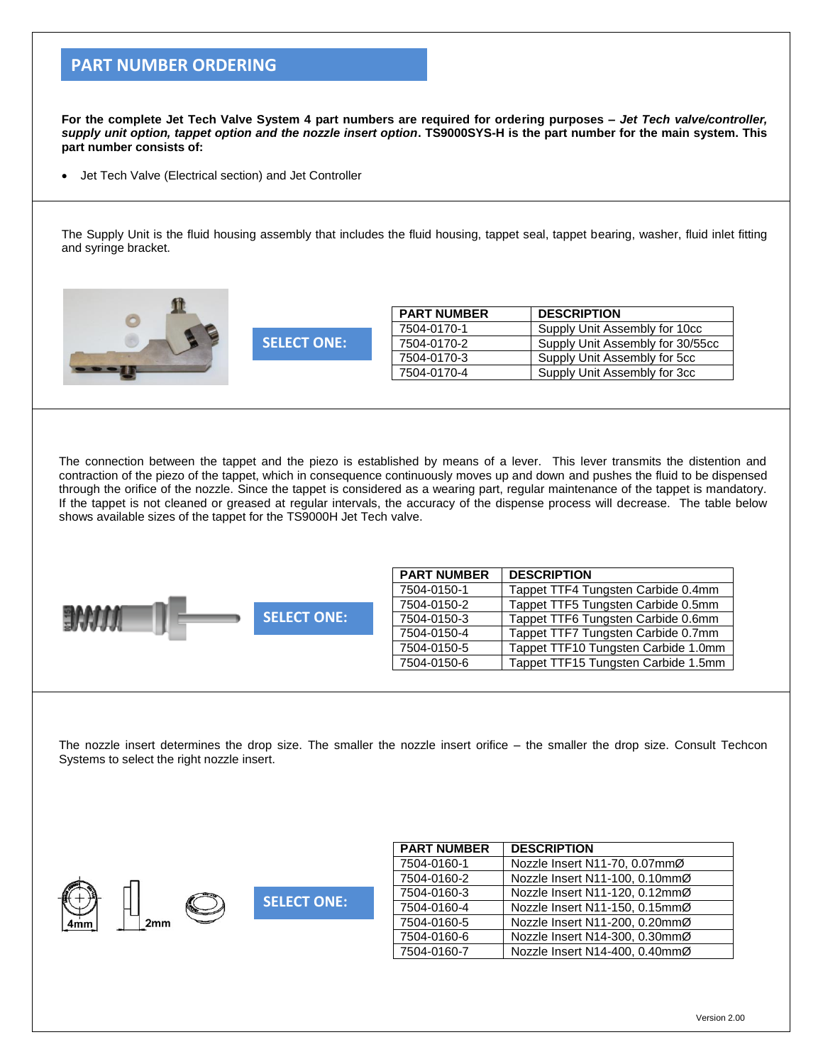## PART NUMBER ORDERING

**For the complete Jet Tech Valve System 4 part numbers are required for ordering purposes – *Jet Tech valve/controller, supply unit option, tappet option and the nozzle insert option*. TS9000SYS-H is the part number for the main system. This part number consists of:**

- Jet Tech Valve (Electrical section) and Jet Controller

The Supply Unit is the fluid housing assembly that includes the fluid housing, tappet seal, tappet bearing, washer, fluid inlet fitting and syringe bracket.

**SELECT ONE:**

| PART NUMBER | DESCRIPTION |
|---|---|
| 7504-0170-1 | Supply Unit Assembly for 10cc |
| 7504-0170-2 | Supply Unit Assembly for 30/55cc |
| 7504-0170-3 | Supply Unit Assembly for 5cc |
| 7504-0170-4 | Supply Unit Assembly for 3cc |

The connection between the tappet and the piezo is established by means of a lever. This lever transmits the distention and contraction of the piezo of the tappet, which in consequence continuously moves up and down and pushes the fluid to be dispensed through the orifice of the nozzle. Since the tappet is considered as a wearing part, regular maintenance of the tappet is mandatory. If the tappet is not cleaned or greased at regular intervals, the accuracy of the dispense process will decrease. The table below shows available sizes of the tappet for the TS9000H Jet Tech valve.

**SELECT ONE:**

| PART NUMBER | DESCRIPTION |
|---|---|
| 7504-0150-1 | Tappet TTF4 Tungsten Carbide 0.4mm |
| 7504-0150-2 | Tappet TTF5 Tungsten Carbide 0.5mm |
| 7504-0150-3 | Tappet TTF6 Tungsten Carbide 0.6mm |
| 7504-0150-4 | Tappet TTF7 Tungsten Carbide 0.7mm |
| 7504-0150-5 | Tappet TTF10 Tungsten Carbide 1.0mm |
| 7504-0150-6 | Tappet TTF15 Tungsten Carbide 1.5mm |

The nozzle insert determines the drop size. The smaller the nozzle insert orifice – the smaller the drop size. Consult Techcon Systems to select the right nozzle insert.

4mm

2mm

**SELECT ONE:**

| PART NUMBER | DESCRIPTION |
|---|---|
| 7504-0160-1 | Nozzle Insert N11-70, 0.07mmØ |
| 7504-0160-2 | Nozzle Insert N11-100, 0.10mmØ |
| 7504-0160-3 | Nozzle Insert N11-120, 0.12mmØ |
| 7504-0160-4 | Nozzle Insert N11-150, 0.15mmØ |
| 7504-0160-5 | Nozzle Insert N11-200, 0.20mmØ |
| 7504-0160-6 | Nozzle Insert N14-300, 0.30mmØ |
| 7504-0160-7 | Nozzle Insert N14-400, 0.40mmØ |

Version 2.00